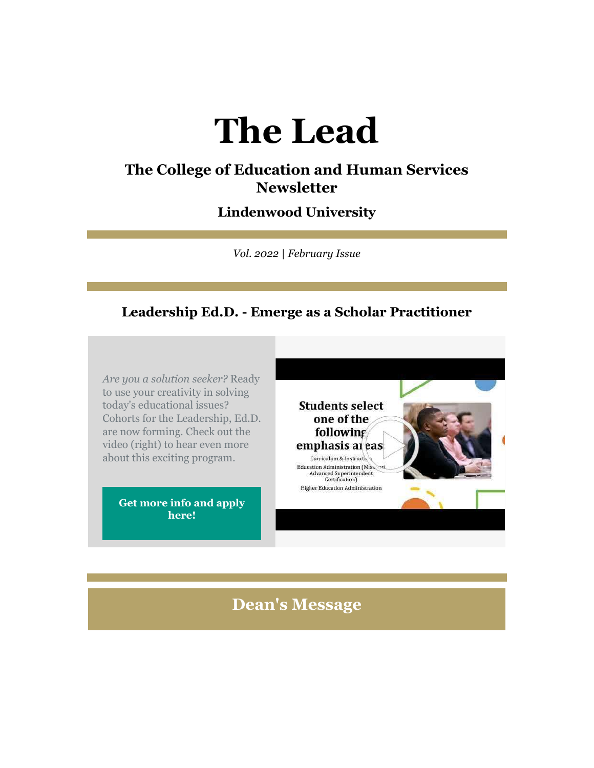# The Lead

## The College of Education and Human Services Newsletter

### Lindenwood University

*Vol. 2022 | February Issue*

## Leadership Ed.D. - Emerge as a Scholar Practitioner

*Are you a solution seeker?* Ready to use your creativity in solving today's educational issues? Cohorts for the Leadership, Ed.D. are now forming. Check out the video (right) to hear even more about this exciting program.

**Get more info and apply here!**

## Dean's Message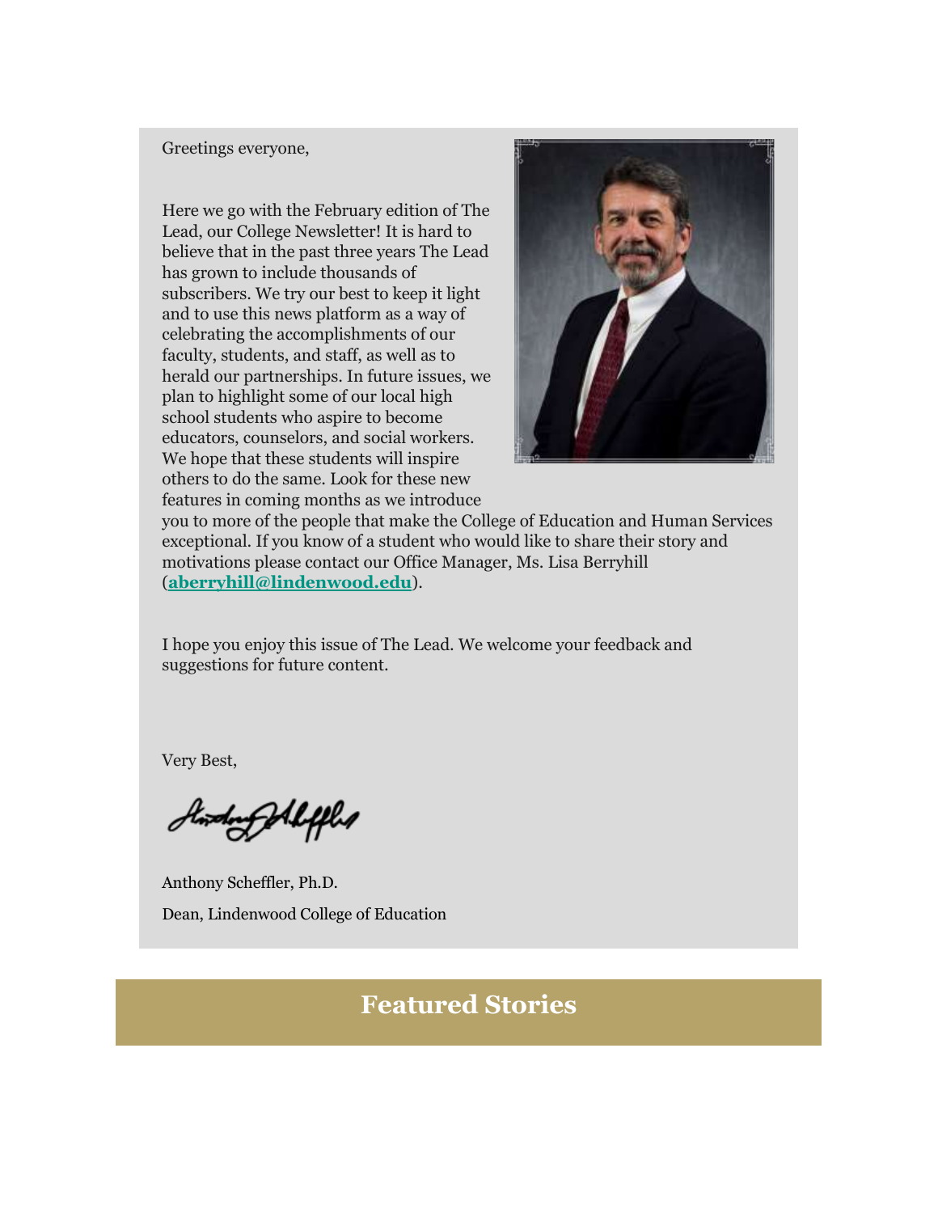Greetings everyone,

Here we go with the February edition of The Lead, our College Newsletter! It is hard to believe that in the past three years The Lead has grown to include thousands of subscribers. We try our best to keep it light and to use this news platform as a way of celebrating the accomplishments of our faculty, students, and staff, as well as to herald our partnerships. In future issues, we plan to highlight some of our local high school students who aspire to become educators, counselors, and social workers. We hope that these students will inspire others to do the same. Look for these new features in coming months as we introduce you to more of the people that make the College of Education and Human Services exceptional. If you know of a student who would like to share their story and motivations please contact our Office Manager, Ms. Lisa Berryhill (**aberryhill@lindenwood.edu**).

I hope you enjoy this issue of The Lead. We welcome your feedback and suggestions for future content.

Very Best,

Anthony Scheffler, Ph.D.

Dean, Lindenwood College of Education

## Featured Stories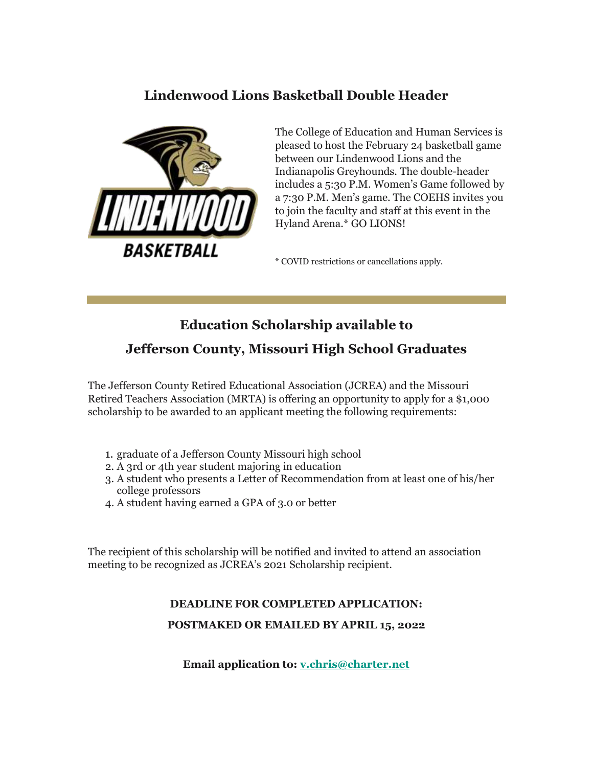## Lindenwood Lions Basketball Double Header

The College of Education and Human Services is pleased to host the February 24 basketball game between our Lindenwood Lions and the Indianapolis Greyhounds. The double-header includes a 5:30 P.M. Women's Game followed by a 7:30 P.M. Men's game. The COEHS invites you to join the faculty and staff at this event in the Hyland Arena.* GO LIONS!

* COVID restrictions or cancellations apply.

---

## Education Scholarship available to

## Jefferson County, Missouri High School Graduates

The Jefferson County Retired Educational Association (JCREA) and the Missouri Retired Teachers Association (MRTA) is offering an opportunity to apply for a $1,000 scholarship to be awarded to an applicant meeting the following requirements:

1. graduate of a Jefferson County Missouri high school
2. A 3rd or 4th year student majoring in education
3. A student who presents a Letter of Recommendation from at least one of his/her college professors
4. A student having earned a GPA of 3.0 or better

The recipient of this scholarship will be notified and invited to attend an association meeting to be recognized as JCREA's 2021 Scholarship recipient.

**DEADLINE FOR COMPLETED APPLICATION:**

**POSTMAKED OR EMAILED BY APRIL 15, 2022**

**Email application to: [v.chris@charter.net](mailto:v.chris@charter.net)**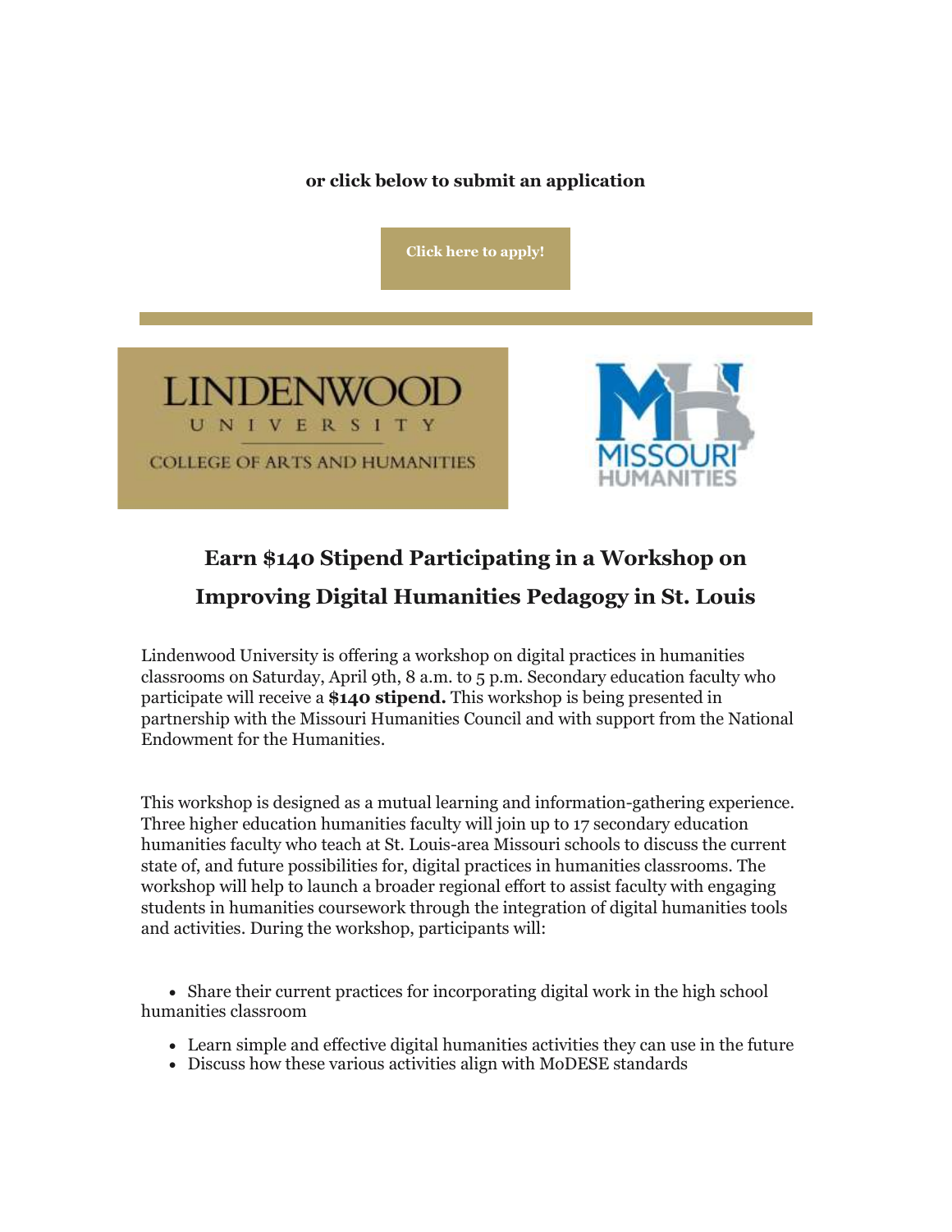**or click below to submit an application**

**Click here to apply!**

LINDENWOOD UNIVERSITY

COLLEGE OF ARTS AND HUMANITIES

MISSOURI HUMANITIES

## Earn $140 Stipend Participating in a Workshop on Improving Digital Humanities Pedagogy in St. Louis

Lindenwood University is offering a workshop on digital practices in humanities classrooms on Saturday, April 9th, 8 a.m. to 5 p.m. Secondary education faculty who participate will receive a **$140 stipend.** This workshop is being presented in partnership with the Missouri Humanities Council and with support from the National Endowment for the Humanities.

This workshop is designed as a mutual learning and information-gathering experience. Three higher education humanities faculty will join up to 17 secondary education humanities faculty who teach at St. Louis-area Missouri schools to discuss the current state of, and future possibilities for, digital practices in humanities classrooms. The workshop will help to launch a broader regional effort to assist faculty with engaging students in humanities coursework through the integration of digital humanities tools and activities. During the workshop, participants will:

- Share their current practices for incorporating digital work in the high school humanities classroom
- Learn simple and effective digital humanities activities they can use in the future
- Discuss how these various activities align with MoDESE standards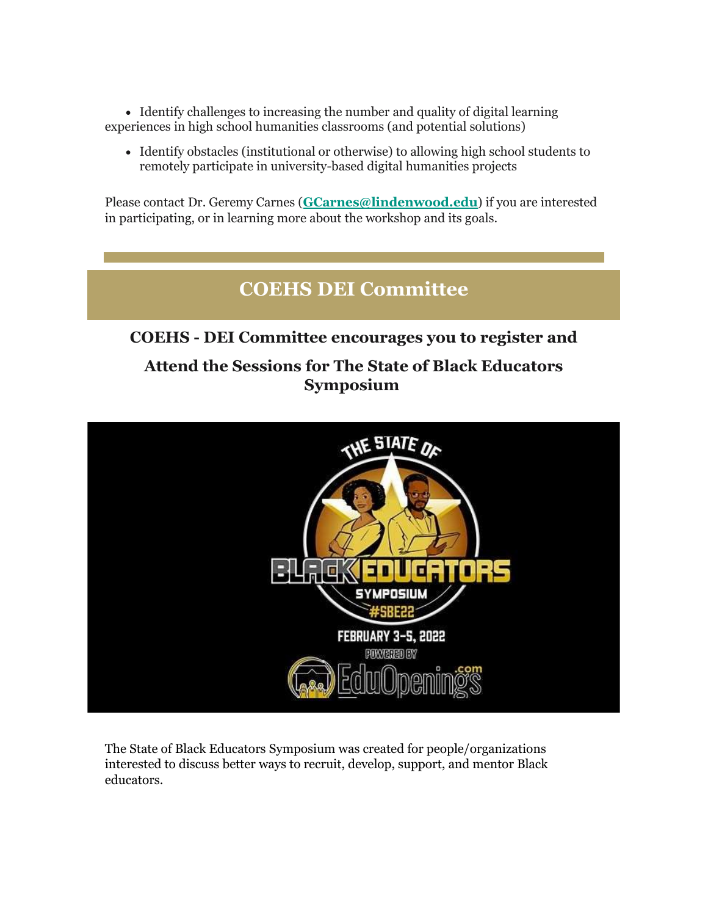- Identify challenges to increasing the number and quality of digital learning experiences in high school humanities classrooms (and potential solutions)
- Identify obstacles (institutional or otherwise) to allowing high school students to remotely participate in university-based digital humanities projects

Please contact Dr. Geremy Carnes (**GCarnes@lindenwood.edu**) if you are interested in participating, or in learning more about the workshop and its goals.

## COEHS DEI Committee

### COEHS - DEI Committee encourages you to register and

### Attend the Sessions for The State of Black Educators Symposium

The State of Black Educators Symposium was created for people/organizations interested to discuss better ways to recruit, develop, support, and mentor Black educators.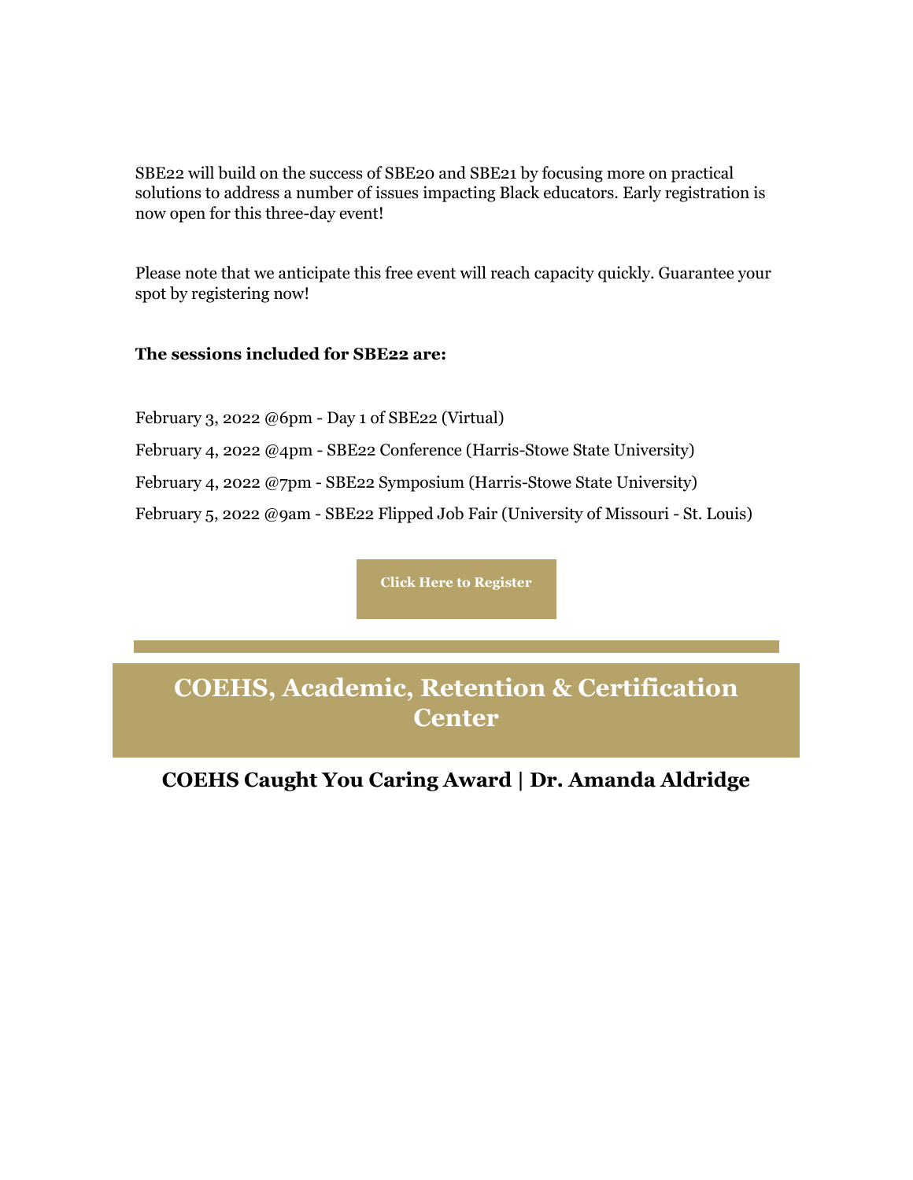SBE22 will build on the success of SBE20 and SBE21 by focusing more on practical solutions to address a number of issues impacting Black educators. Early registration is now open for this three-day event!

Please note that we anticipate this free event will reach capacity quickly. Guarantee your spot by registering now!

**The sessions included for SBE22 are:**

February 3, 2022 @6pm - Day 1 of SBE22 (Virtual)

February 4, 2022 @4pm - SBE22 Conference (Harris-Stowe State University)

February 4, 2022 @7pm - SBE22 Symposium (Harris-Stowe State University)

February 5, 2022 @9am - SBE22 Flipped Job Fair (University of Missouri - St. Louis)

**Click Here to Register**

## COEHS, Academic, Retention & Certification Center

### COEHS Caught You Caring Award | Dr. Amanda Aldridge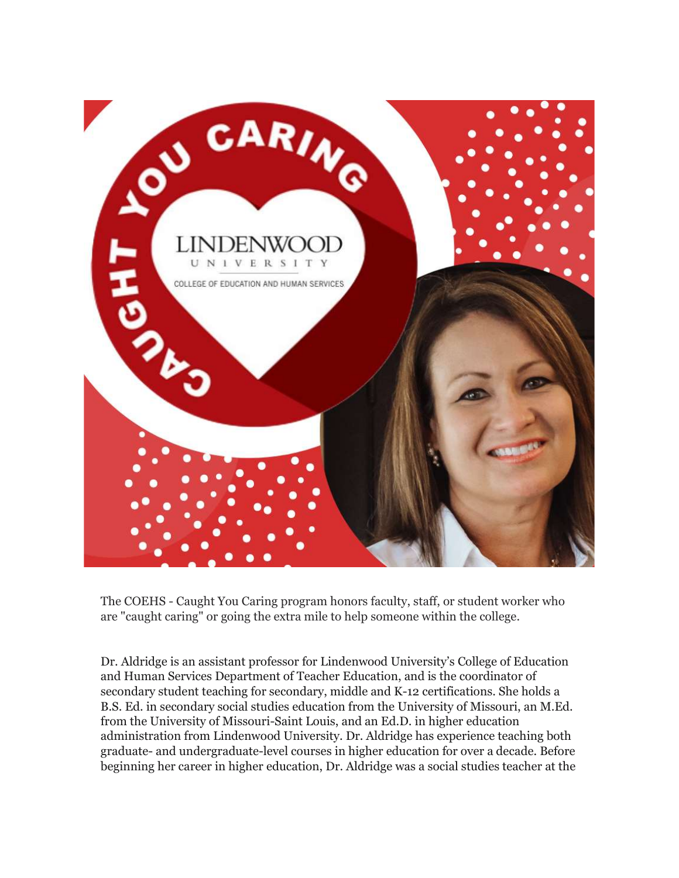The COEHS - Caught You Caring program honors faculty, staff, or student worker who are "caught caring" or going the extra mile to help someone within the college.

Dr. Aldridge is an assistant professor for Lindenwood University's College of Education and Human Services Department of Teacher Education, and is the coordinator of secondary student teaching for secondary, middle and K-12 certifications. She holds a B.S. Ed. in secondary social studies education from the University of Missouri, an M.Ed. from the University of Missouri-Saint Louis, and an Ed.D. in higher education administration from Lindenwood University. Dr. Aldridge has experience teaching both graduate- and undergraduate-level courses in higher education for over a decade. Before beginning her career in higher education, Dr. Aldridge was a social studies teacher at the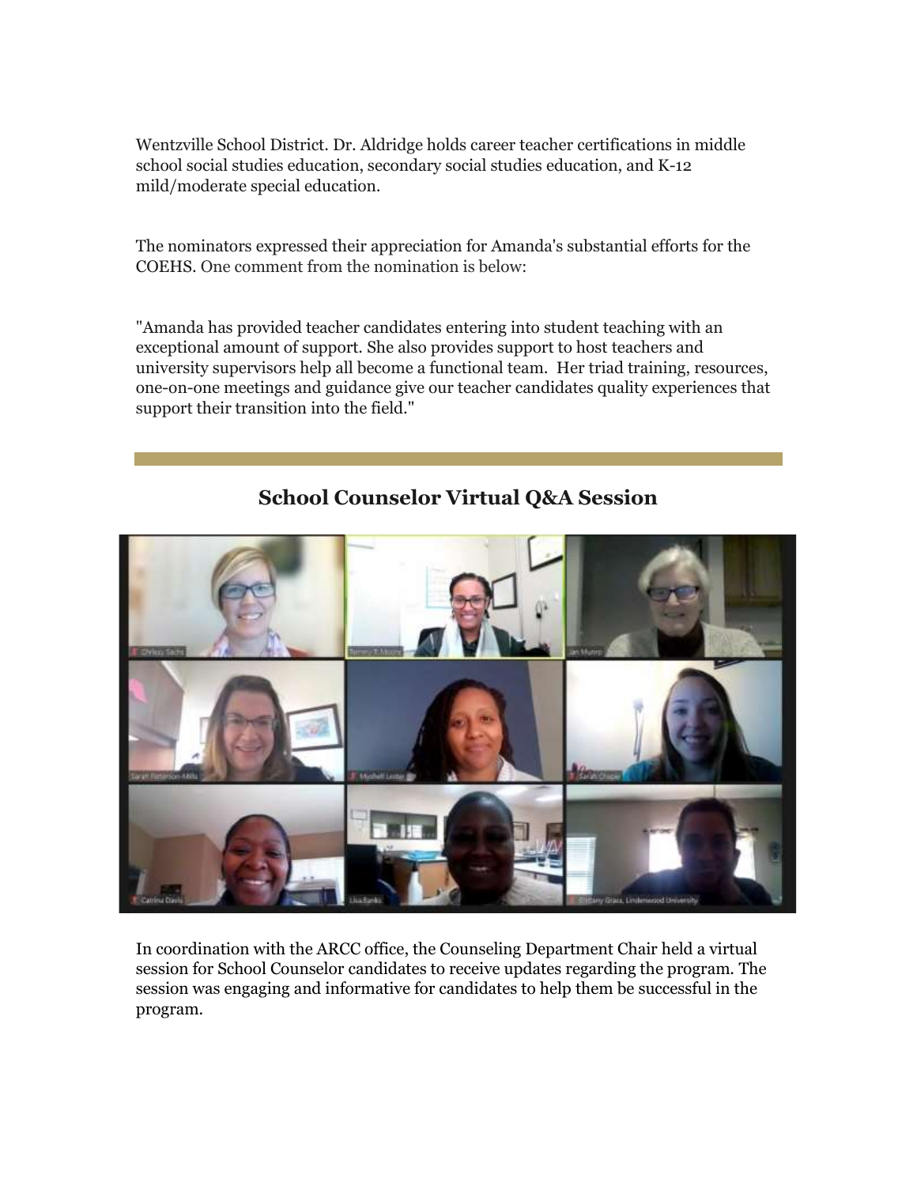Wentzville School District. Dr. Aldridge holds career teacher certifications in middle school social studies education, secondary social studies education, and K-12 mild/moderate special education.

The nominators expressed their appreciation for Amanda's substantial efforts for the COEHS. One comment from the nomination is below:

"Amanda has provided teacher candidates entering into student teaching with an exceptional amount of support. She also provides support to host teachers and university supervisors help all become a functional team.  Her triad training, resources, one-on-one meetings and guidance give our teacher candidates quality experiences that support their transition into the field."

---

## School Counselor Virtual Q&A Session

In coordination with the ARCC office, the Counseling Department Chair held a virtual session for School Counselor candidates to receive updates regarding the program. The session was engaging and informative for candidates to help them be successful in the program.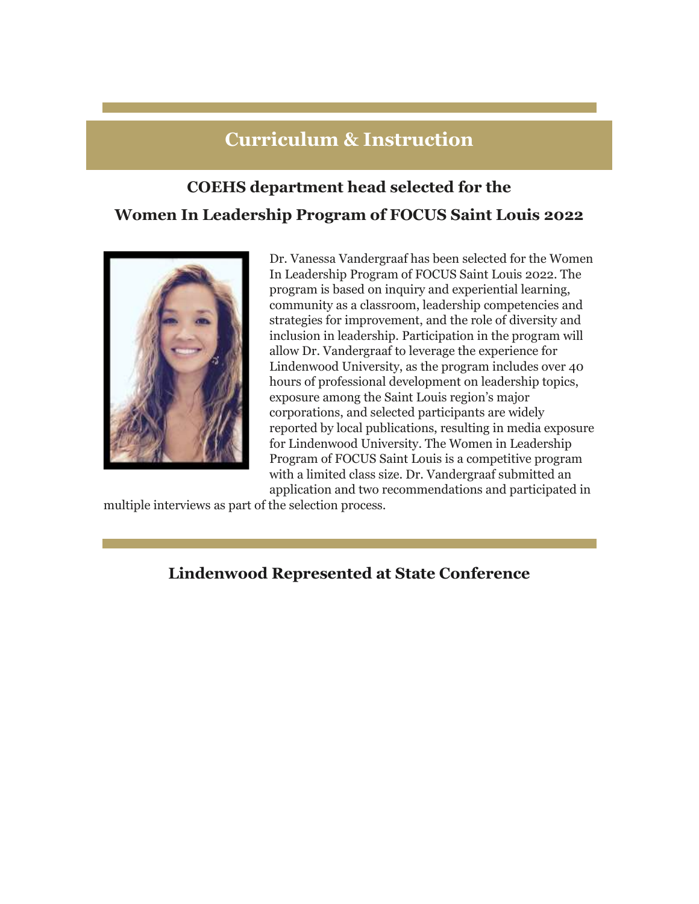## Curriculum & Instruction

### COEHS department head selected for the Women In Leadership Program of FOCUS Saint Louis 2022

Dr. Vanessa Vandergraaf has been selected for the Women In Leadership Program of FOCUS Saint Louis 2022. The program is based on inquiry and experiential learning, community as a classroom, leadership competencies and strategies for improvement, and the role of diversity and inclusion in leadership. Participation in the program will allow Dr. Vandergraaf to leverage the experience for Lindenwood University, as the program includes over 40 hours of professional development on leadership topics, exposure among the Saint Louis region's major corporations, and selected participants are widely reported by local publications, resulting in media exposure for Lindenwood University. The Women in Leadership Program of FOCUS Saint Louis is a competitive program with a limited class size. Dr. Vandergraaf submitted an application and two recommendations and participated in multiple interviews as part of the selection process.

### Lindenwood Represented at State Conference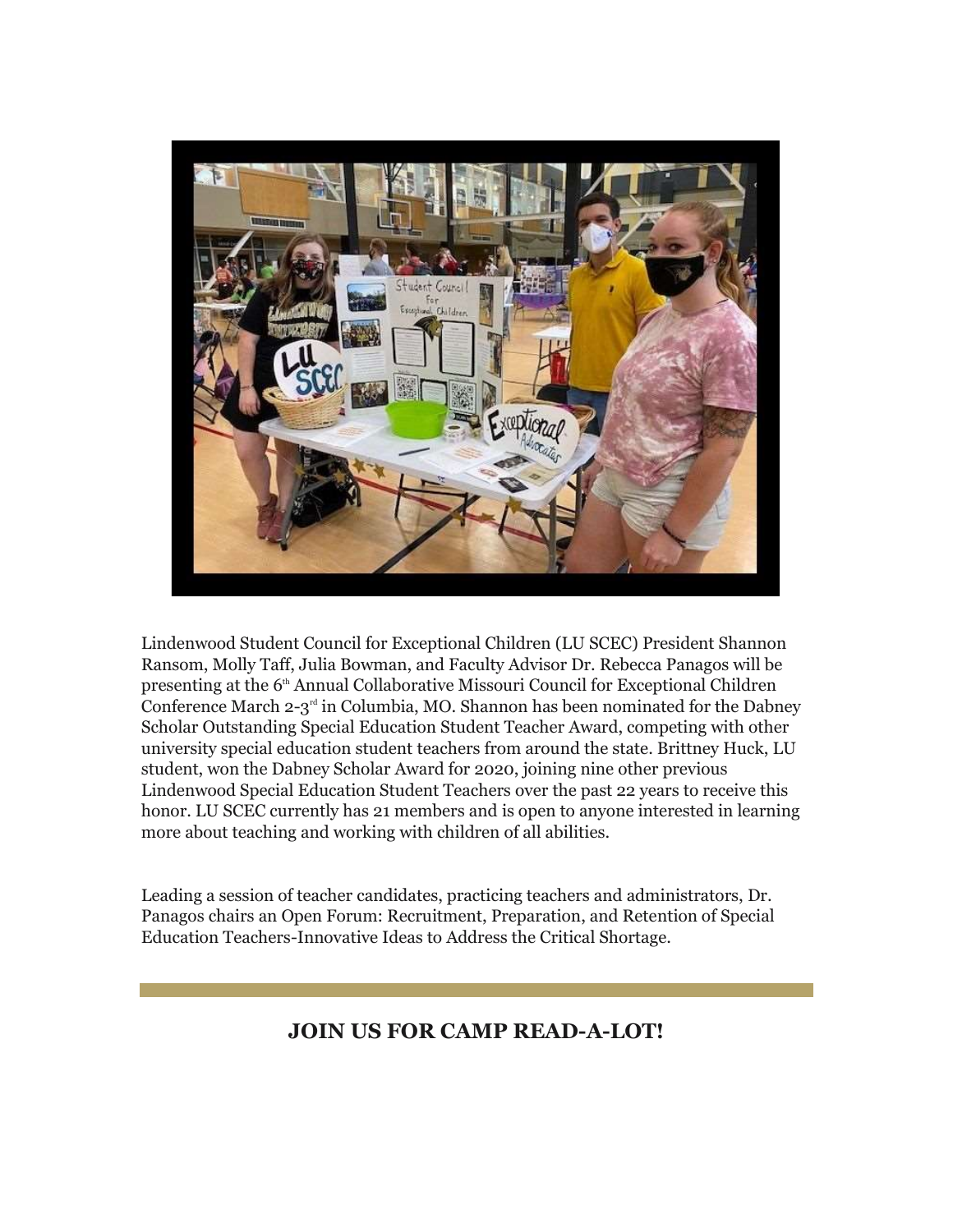Lindenwood Student Council for Exceptional Children (LU SCEC) President Shannon Ransom, Molly Taff, Julia Bowman, and Faculty Advisor Dr. Rebecca Panagos will be presenting at the 6th Annual Collaborative Missouri Council for Exceptional Children Conference March 2-3rd in Columbia, MO. Shannon has been nominated for the Dabney Scholar Outstanding Special Education Student Teacher Award, competing with other university special education student teachers from around the state. Brittney Huck, LU student, won the Dabney Scholar Award for 2020, joining nine other previous Lindenwood Special Education Student Teachers over the past 22 years to receive this honor. LU SCEC currently has 21 members and is open to anyone interested in learning more about teaching and working with children of all abilities.

Leading a session of teacher candidates, practicing teachers and administrators, Dr. Panagos chairs an Open Forum: Recruitment, Preparation, and Retention of Special Education Teachers-Innovative Ideas to Address the Critical Shortage.

---

## JOIN US FOR CAMP READ-A-LOT!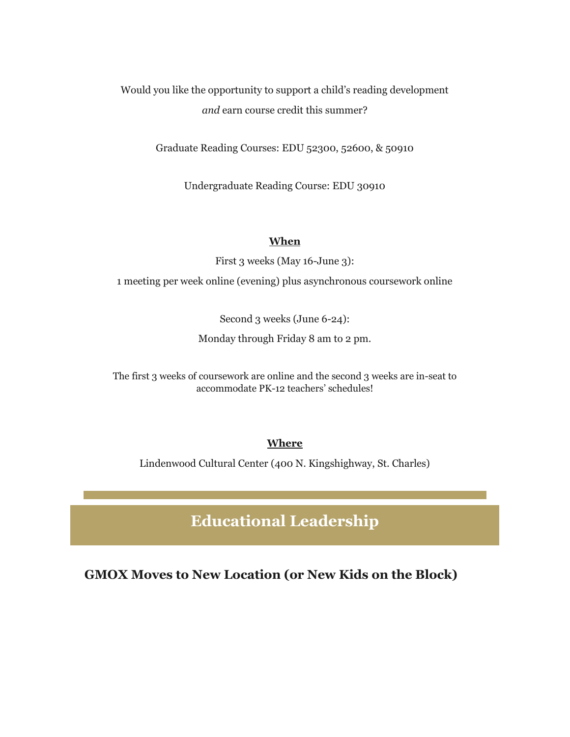Would you like the opportunity to support a child's reading development *and* earn course credit this summer?

Graduate Reading Courses: EDU 52300, 52600, & 50910

Undergraduate Reading Course: EDU 30910

**When**

First 3 weeks (May 16-June 3):

1 meeting per week online (evening) plus asynchronous coursework online

Second 3 weeks (June 6-24):

Monday through Friday 8 am to 2 pm.

The first 3 weeks of coursework are online and the second 3 weeks are in-seat to accommodate PK-12 teachers' schedules!

**Where**

Lindenwood Cultural Center (400 N. Kingshighway, St. Charles)

## Educational Leadership

### GMOX Moves to New Location (or New Kids on the Block)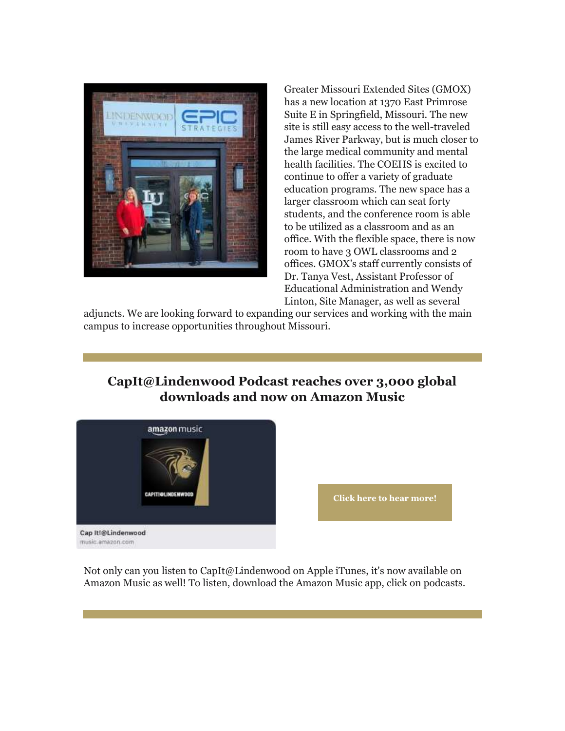Greater Missouri Extended Sites (GMOX) has a new location at 1370 East Primrose Suite E in Springfield, Missouri. The new site is still easy access to the well-traveled James River Parkway, but is much closer to the large medical community and mental health facilities. The COEHS is excited to continue to offer a variety of graduate education programs. The new space has a larger classroom which can seat forty students, and the conference room is able to be utilized as a classroom and as an office. With the flexible space, there is now room to have 3 OWL classrooms and 2 offices. GMOX's staff currently consists of Dr. Tanya Vest, Assistant Professor of Educational Administration and Wendy Linton, Site Manager, as well as several adjuncts. We are looking forward to expanding our services and working with the main campus to increase opportunities throughout Missouri.

## CapIt@Lindenwood Podcast reaches over 3,000 global downloads and now on Amazon Music

Click here to hear more!

Not only can you listen to CapIt@Lindenwood on Apple iTunes, it's now available on Amazon Music as well! To listen, download the Amazon Music app, click on podcasts.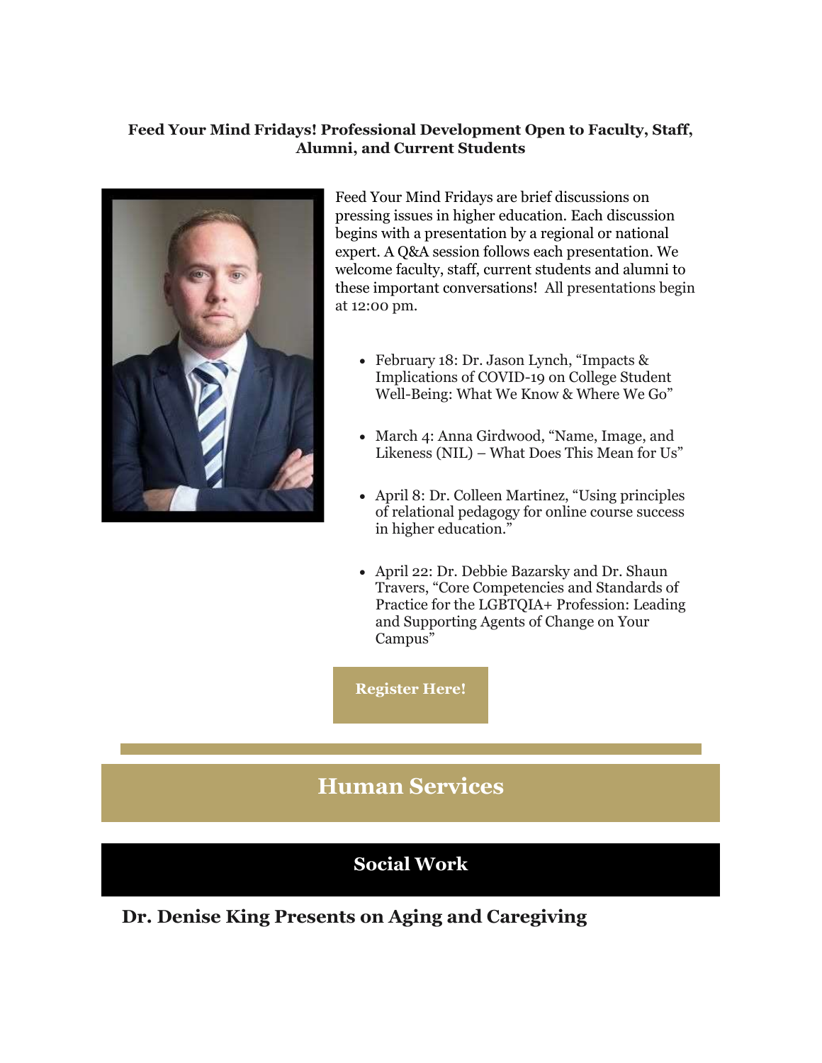**Feed Your Mind Fridays! Professional Development Open to Faculty, Staff, Alumni, and Current Students**

Feed Your Mind Fridays are brief discussions on pressing issues in higher education. Each discussion begins with a presentation by a regional or national expert. A Q&A session follows each presentation. We welcome faculty, staff, current students and alumni to these important conversations! All presentations begin at 12:00 pm.

- February 18: Dr. Jason Lynch, "Impacts & Implications of COVID-19 on College Student Well-Being: What We Know & Where We Go"
- March 4: Anna Girdwood, "Name, Image, and Likeness (NIL) – What Does This Mean for Us"
- April 8: Dr. Colleen Martinez, "Using principles of relational pedagogy for online course success in higher education."
- April 22: Dr. Debbie Bazarsky and Dr. Shaun Travers, "Core Competencies and Standards of Practice for the LGBTQIA+ Profession: Leading and Supporting Agents of Change on Your Campus"

**Register Here!**

# Human Services

## Social Work

### Dr. Denise King Presents on Aging and Caregiving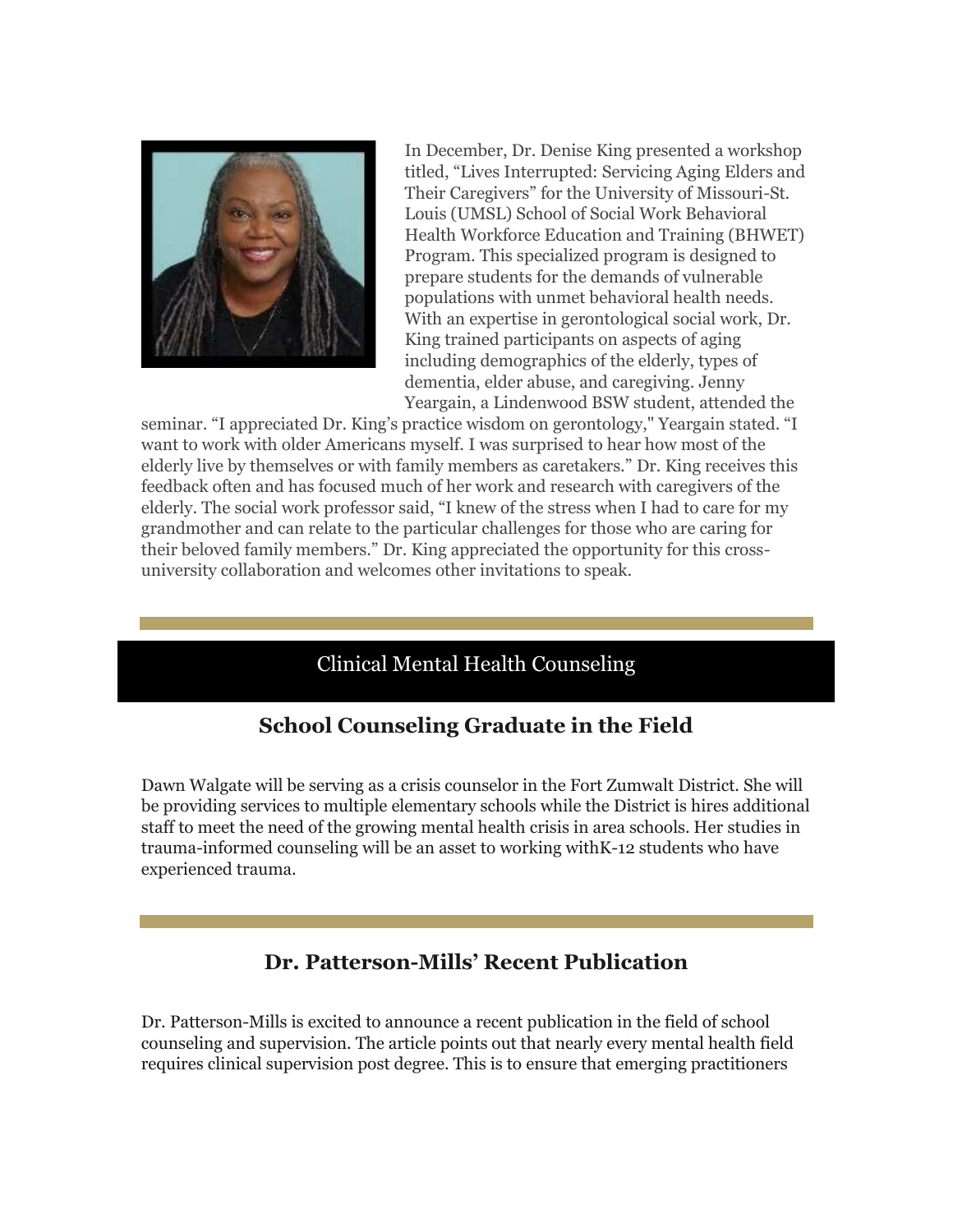In December, Dr. Denise King presented a workshop titled, "Lives Interrupted: Servicing Aging Elders and Their Caregivers" for the University of Missouri-St. Louis (UMSL) School of Social Work Behavioral Health Workforce Education and Training (BHWET) Program. This specialized program is designed to prepare students for the demands of vulnerable populations with unmet behavioral health needs. With an expertise in gerontological social work, Dr. King trained participants on aspects of aging including demographics of the elderly, types of dementia, elder abuse, and caregiving. Jenny Yeargain, a Lindenwood BSW student, attended the seminar. "I appreciated Dr. King's practice wisdom on gerontology," Yeargain stated. "I want to work with older Americans myself. I was surprised to hear how most of the elderly live by themselves or with family members as caretakers." Dr. King receives this feedback often and has focused much of her work and research with caregivers of the elderly. The social work professor said, "I knew of the stress when I had to care for my grandmother and can relate to the particular challenges for those who are caring for their beloved family members." Dr. King appreciated the opportunity for this cross-university collaboration and welcomes other invitations to speak.

## Clinical Mental Health Counseling

### School Counseling Graduate in the Field

Dawn Walgate will be serving as a crisis counselor in the Fort Zumwalt District. She will be providing services to multiple elementary schools while the District is hires additional staff to meet the need of the growing mental health crisis in area schools. Her studies in trauma-informed counseling will be an asset to working withK-12 students who have experienced trauma.

### Dr. Patterson-Mills' Recent Publication

Dr. Patterson-Mills is excited to announce a recent publication in the field of school counseling and supervision. The article points out that nearly every mental health field requires clinical supervision post degree. This is to ensure that emerging practitioners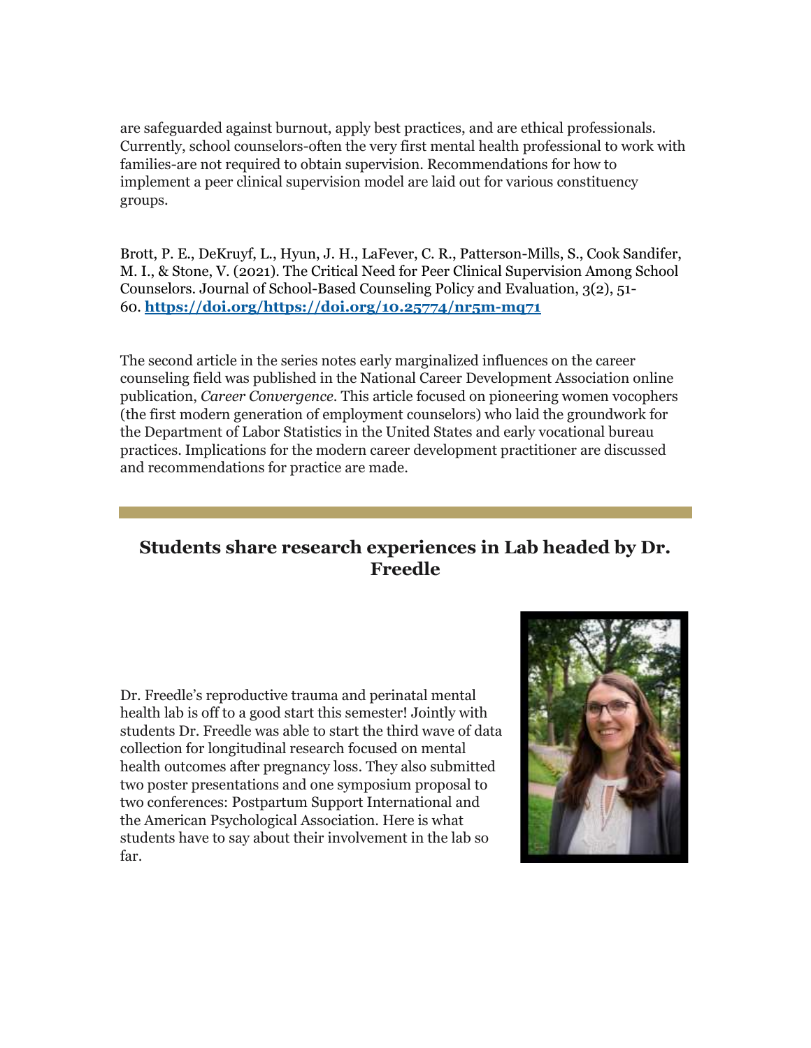are safeguarded against burnout, apply best practices, and are ethical professionals. Currently, school counselors-often the very first mental health professional to work with families-are not required to obtain supervision. Recommendations for how to implement a peer clinical supervision model are laid out for various constituency groups.

Brott, P. E., DeKruyf, L., Hyun, J. H., LaFever, C. R., Patterson-Mills, S., Cook Sandifer, M. I., & Stone, V. (2021). The Critical Need for Peer Clinical Supervision Among School Counselors. Journal of School-Based Counseling Policy and Evaluation, 3(2), 51-60. **https://doi.org/https://doi.org/10.25774/nr5m-mq71**

The second article in the series notes early marginalized influences on the career counseling field was published in the National Career Development Association online publication, *Career Convergence*. This article focused on pioneering women vocophers (the first modern generation of employment counselors) who laid the groundwork for the Department of Labor Statistics in the United States and early vocational bureau practices. Implications for the modern career development practitioner are discussed and recommendations for practice are made.

## Students share research experiences in Lab headed by Dr. Freedle

Dr. Freedle's reproductive trauma and perinatal mental health lab is off to a good start this semester! Jointly with students Dr. Freedle was able to start the third wave of data collection for longitudinal research focused on mental health outcomes after pregnancy loss. They also submitted two poster presentations and one symposium proposal to two conferences: Postpartum Support International and the American Psychological Association. Here is what students have to say about their involvement in the lab so far.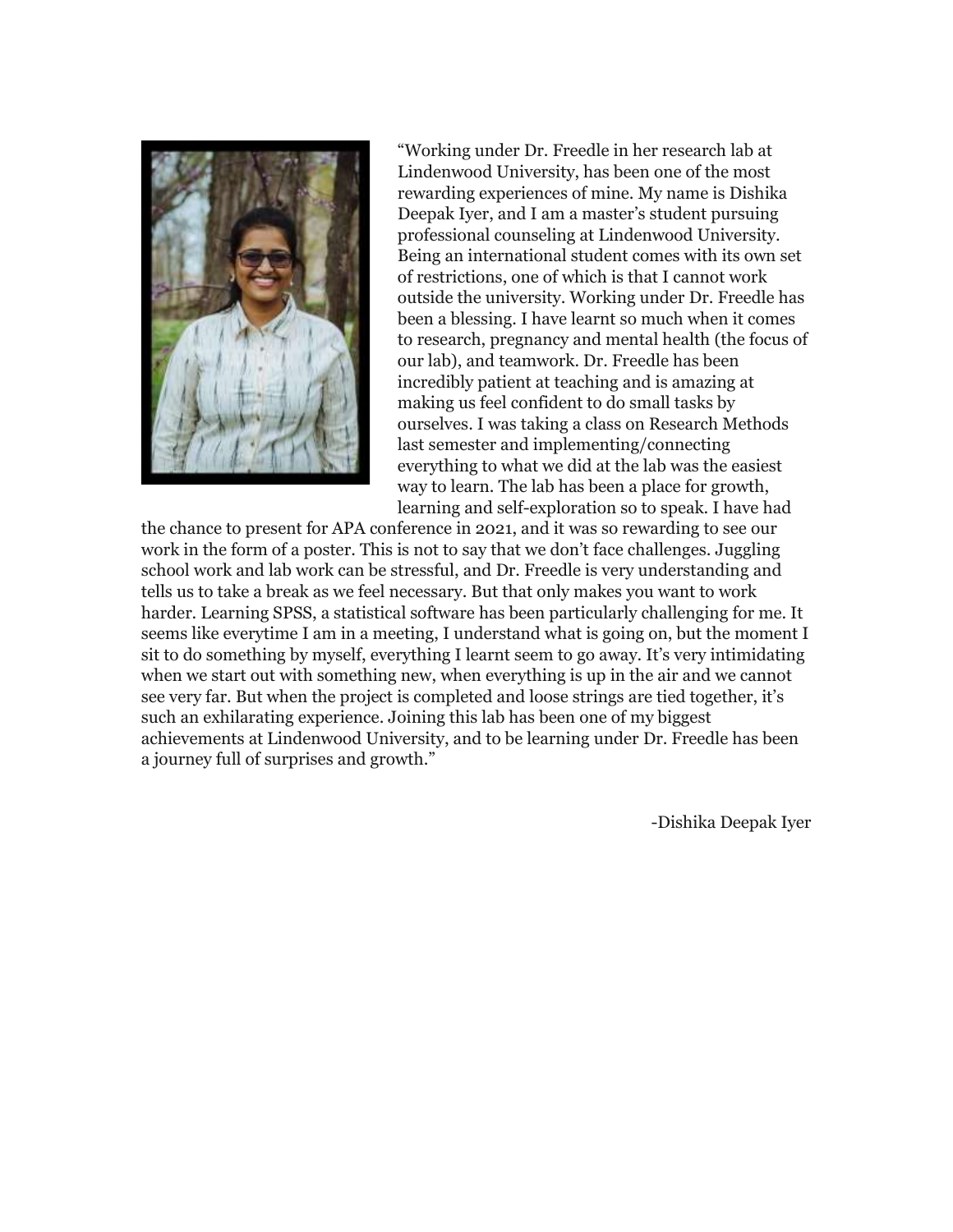"Working under Dr. Freedle in her research lab at Lindenwood University, has been one of the most rewarding experiences of mine. My name is Dishika Deepak Iyer, and I am a master's student pursuing professional counseling at Lindenwood University. Being an international student comes with its own set of restrictions, one of which is that I cannot work outside the university. Working under Dr. Freedle has been a blessing. I have learnt so much when it comes to research, pregnancy and mental health (the focus of our lab), and teamwork. Dr. Freedle has been incredibly patient at teaching and is amazing at making us feel confident to do small tasks by ourselves. I was taking a class on Research Methods last semester and implementing/connecting everything to what we did at the lab was the easiest way to learn. The lab has been a place for growth, learning and self-exploration so to speak. I have had the chance to present for APA conference in 2021, and it was so rewarding to see our work in the form of a poster. This is not to say that we don't face challenges. Juggling school work and lab work can be stressful, and Dr. Freedle is very understanding and tells us to take a break as we feel necessary. But that only makes you want to work harder. Learning SPSS, a statistical software has been particularly challenging for me. It seems like everytime I am in a meeting, I understand what is going on, but the moment I sit to do something by myself, everything I learnt seem to go away. It's very intimidating when we start out with something new, when everything is up in the air and we cannot see very far. But when the project is completed and loose strings are tied together, it's such an exhilarating experience. Joining this lab has been one of my biggest achievements at Lindenwood University, and to be learning under Dr. Freedle has been a journey full of surprises and growth."

-Dishika Deepak Iyer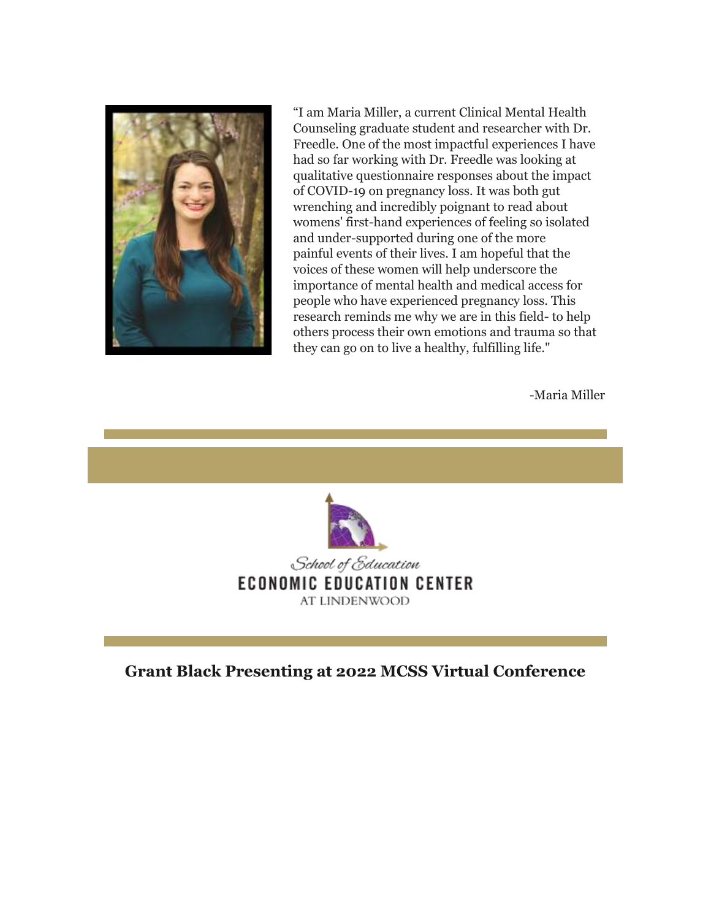"I am Maria Miller, a current Clinical Mental Health Counseling graduate student and researcher with Dr. Freedle. One of the most impactful experiences I have had so far working with Dr. Freedle was looking at qualitative questionnaire responses about the impact of COVID-19 on pregnancy loss. It was both gut wrenching and incredibly poignant to read about womens' first-hand experiences of feeling so isolated and under-supported during one of the more painful events of their lives. I am hopeful that the voices of these women will help underscore the importance of mental health and medical access for people who have experienced pregnancy loss. This research reminds me why we are in this field- to help others process their own emotions and trauma so that they can go on to live a healthy, fulfilling life."

-Maria Miller

School of Education
ECONOMIC EDUCATION CENTER
AT LINDENWOOD

## Grant Black Presenting at 2022 MCSS Virtual Conference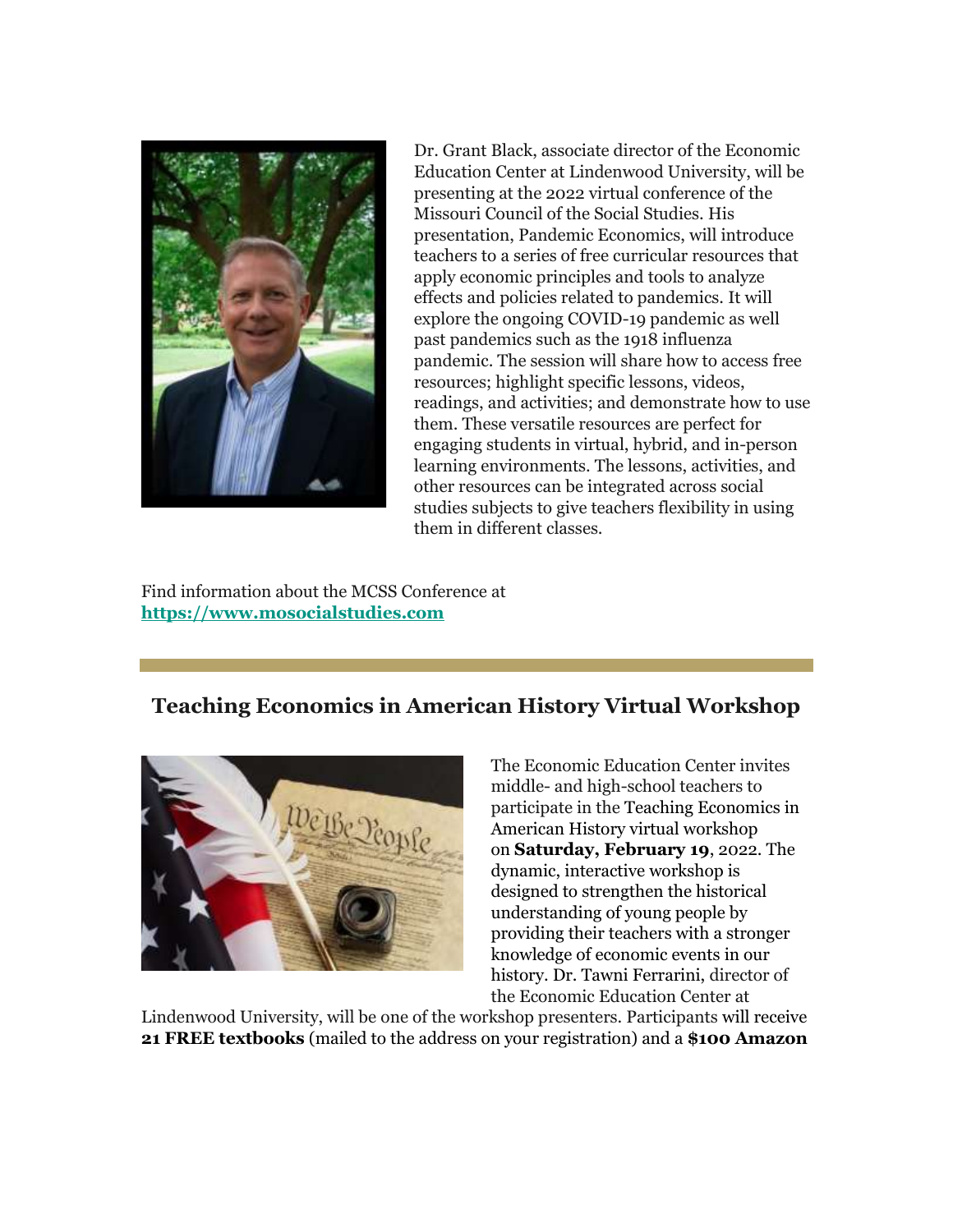Dr. Grant Black, associate director of the Economic Education Center at Lindenwood University, will be presenting at the 2022 virtual conference of the Missouri Council of the Social Studies. His presentation, Pandemic Economics, will introduce teachers to a series of free curricular resources that apply economic principles and tools to analyze effects and policies related to pandemics. It will explore the ongoing COVID-19 pandemic as well past pandemics such as the 1918 influenza pandemic. The session will share how to access free resources; highlight specific lessons, videos, readings, and activities; and demonstrate how to use them. These versatile resources are perfect for engaging students in virtual, hybrid, and in-person learning environments. The lessons, activities, and other resources can be integrated across social studies subjects to give teachers flexibility in using them in different classes.

Find information about the MCSS Conference at **https://www.mosocialstudies.com**

---

## Teaching Economics in American History Virtual Workshop

The Economic Education Center invites middle- and high-school teachers to participate in the Teaching Economics in American History virtual workshop on **Saturday, February 19**, 2022. The dynamic, interactive workshop is designed to strengthen the historical understanding of young people by providing their teachers with a stronger knowledge of economic events in our history. Dr. Tawni Ferrarini, director of the Economic Education Center at Lindenwood University, will be one of the workshop presenters. Participants will receive **21 FREE textbooks** (mailed to the address on your registration) and a **$100 Amazon**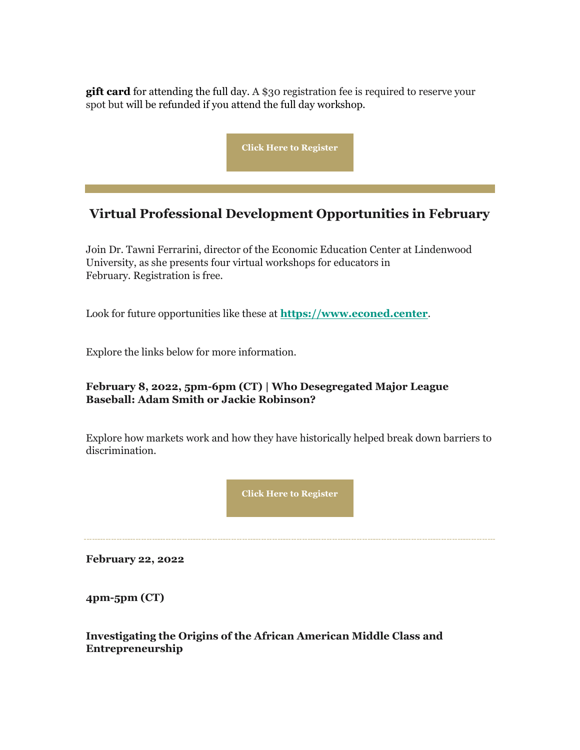**gift card** for attending the full day. A $30 registration fee is required to reserve your spot but will be refunded if you attend the full day workshop.

**Click Here to Register**

---

## Virtual Professional Development Opportunities in February

Join Dr. Tawni Ferrarini, director of the Economic Education Center at Lindenwood University, as she presents four virtual workshops for educators in February. Registration is free.

Look for future opportunities like these at **https://www.econed.center**.

Explore the links below for more information.

**February 8, 2022, 5pm-6pm (CT) | Who Desegregated Major League Baseball: Adam Smith or Jackie Robinson?**

Explore how markets work and how they have historically helped break down barriers to discrimination.

**Click Here to Register**

---

**February 22, 2022**

**4pm-5pm (CT)**

**Investigating the Origins of the African American Middle Class and Entrepreneurship**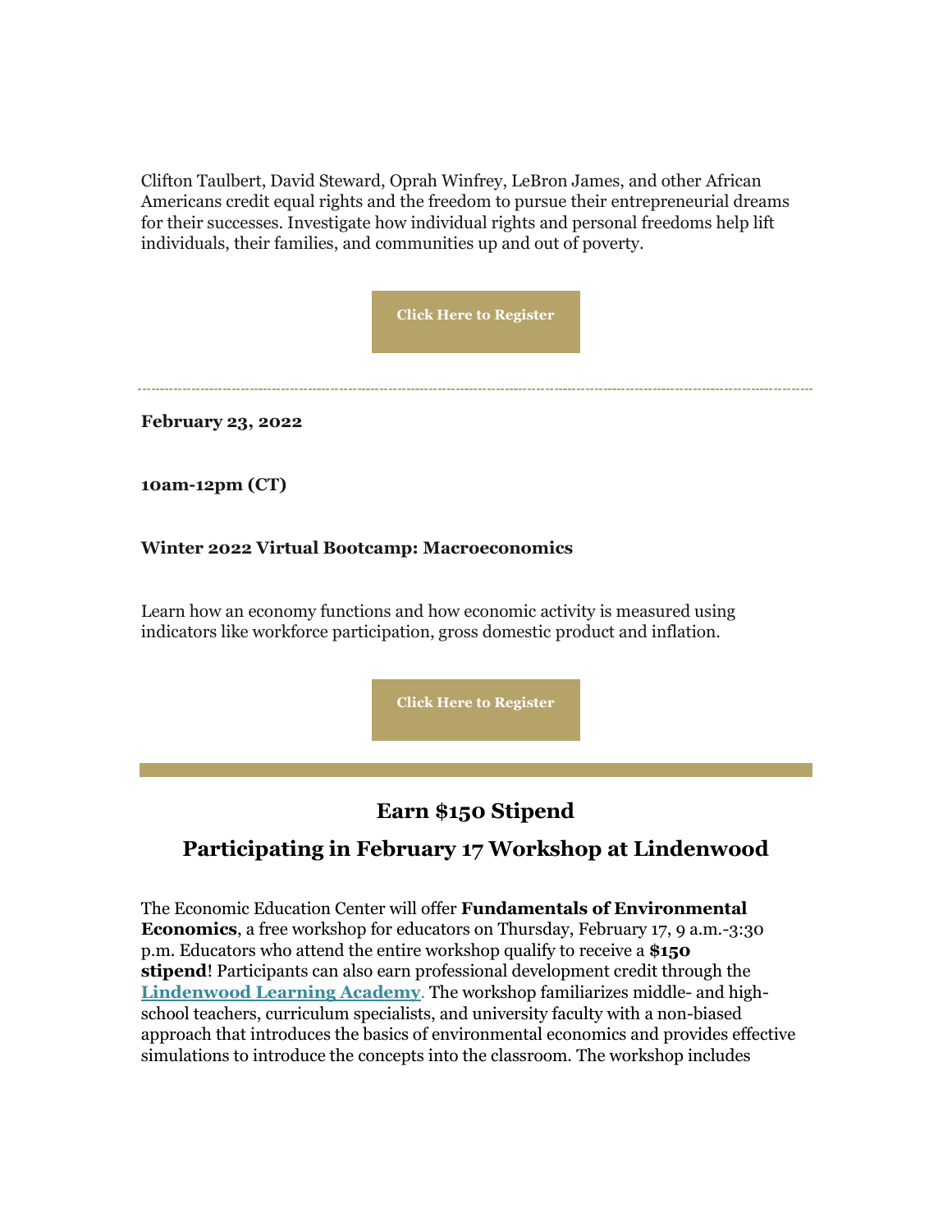Clifton Taulbert, David Steward, Oprah Winfrey, LeBron James, and other African Americans credit equal rights and the freedom to pursue their entrepreneurial dreams for their successes. Investigate how individual rights and personal freedoms help lift individuals, their families, and communities up and out of poverty.

**Click Here to Register**

---

**February 23, 2022**

**10am-12pm (CT)**

**Winter 2022 Virtual Bootcamp: Macroeconomics**

Learn how an economy functions and how economic activity is measured using indicators like workforce participation, gross domestic product and inflation.

**Click Here to Register**

---

## Earn $150 Stipend

## Participating in February 17 Workshop at Lindenwood

The Economic Education Center will offer **Fundamentals of Environmental Economics**, a free workshop for educators on Thursday, February 17, 9 a.m.-3:30 p.m. Educators who attend the entire workshop qualify to receive a **$150 stipend**! Participants can also earn professional development credit through the **Lindenwood Learning Academy**. The workshop familiarizes middle- and high-school teachers, curriculum specialists, and university faculty with a non-biased approach that introduces the basics of environmental economics and provides effective simulations to introduce the concepts into the classroom. The workshop includes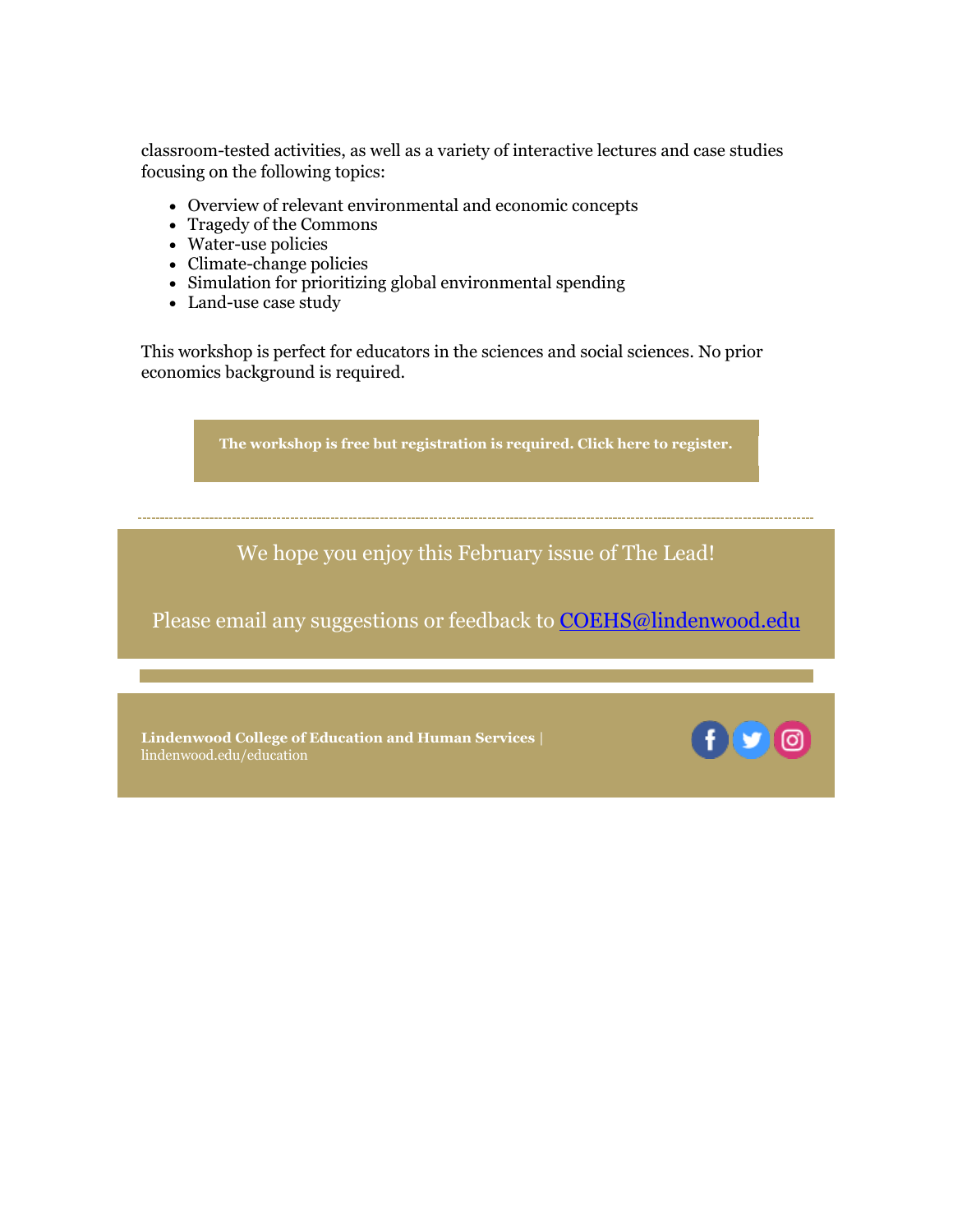classroom-tested activities, as well as a variety of interactive lectures and case studies focusing on the following topics:

- Overview of relevant environmental and economic concepts
- Tragedy of the Commons
- Water-use policies
- Climate-change policies
- Simulation for prioritizing global environmental spending
- Land-use case study

This workshop is perfect for educators in the sciences and social sciences. No prior economics background is required.

**The workshop is free but registration is required. Click here to register.**

---

We hope you enjoy this February issue of The Lead!

Please email any suggestions or feedback to COEHS@lindenwood.edu

**Lindenwood College of Education and Human Services** |
lindenwood.edu/education